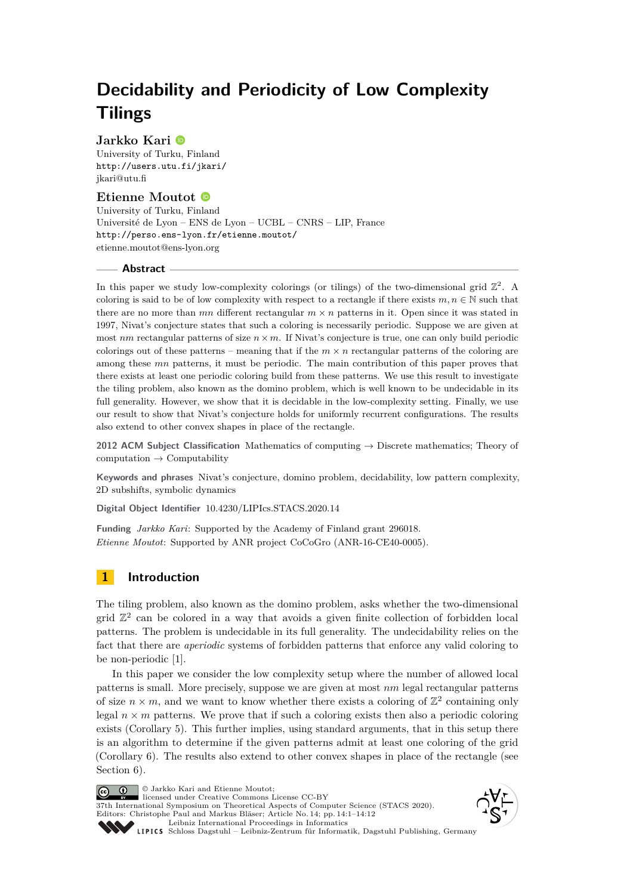# Decidability and Periodicity of Low Complexity Tilings

**Jarkko Kari**
University of Turku, Finland
http://users.utu.fi/jkari/
jkari@utu.fi

**Etienne Moutot**
University of Turku, Finland
Université de Lyon – ENS de Lyon – UCBL – CNRS – LIP, France
http://perso.ens-lyon.fr/etienne.moutot/
etienne.moutot@ens-lyon.org

## Abstract

In this paper we study low-complexity colorings (or tilings) of the two-dimensional grid $\mathbb{Z}^2$. A coloring is said to be of low complexity with respect to a rectangle if there exists $m, n \in \mathbb{N}$ such that there are no more than $mn$ different rectangular $m \times n$ patterns in it. Open since it was stated in 1997, Nivat's conjecture states that such a coloring is necessarily periodic. Suppose we are given at most $nm$ rectangular patterns of size $n \times m$. If Nivat's conjecture is true, one can only build periodic colorings out of these patterns – meaning that if the $m \times n$ rectangular patterns of the coloring are among these $mn$ patterns, it must be periodic. The main contribution of this paper proves that there exists at least one periodic coloring build from these patterns. We use this result to investigate the tiling problem, also known as the domino problem, which is well known to be undecidable in its full generality. However, we show that it is decidable in the low-complexity setting. Finally, we use our result to show that Nivat's conjecture holds for uniformly recurrent configurations. The results also extend to other convex shapes in place of the rectangle.

**2012 ACM Subject Classification** Mathematics of computing → Discrete mathematics; Theory of computation → Computability

**Keywords and phrases** Nivat's conjecture, domino problem, decidability, low pattern complexity, 2D subshifts, symbolic dynamics

**Digital Object Identifier** 10.4230/LIPIcs.STACS.2020.14

**Funding** *Jarkko Kari*: Supported by the Academy of Finland grant 296018.
*Etienne Moutot*: Supported by ANR project CoCoGro (ANR-16-CE40-0005).

## 1 Introduction

The tiling problem, also known as the domino problem, asks whether the two-dimensional grid $\mathbb{Z}^2$ can be colored in a way that avoids a given finite collection of forbidden local patterns. The problem is undecidable in its full generality. The undecidability relies on the fact that there are *aperiodic* systems of forbidden patterns that enforce any valid coloring to be non-periodic [1].

In this paper we consider the low complexity setup where the number of allowed local patterns is small. More precisely, suppose we are given at most $nm$ legal rectangular patterns of size $n \times m$, and we want to know whether there exists a coloring of $\mathbb{Z}^2$ containing only legal $n \times m$ patterns. We prove that if such a coloring exists then also a periodic coloring exists (Corollary 5). This further implies, using standard arguments, that in this setup there is an algorithm to determine if the given patterns admit at least one coloring of the grid (Corollary 6). The results also extend to other convex shapes in place of the rectangle (see Section 6).

© Jarkko Kari and Etienne Moutot;
licensed under Creative Commons License CC-BY
37th International Symposium on Theoretical Aspects of Computer Science (STACS 2020).
Editors: Christophe Paul and Markus Bläser; Article No. 14; pp. 14:1–14:12
Leibniz International Proceedings in Informatics
Schloss Dagstuhl – Leibniz-Zentrum für Informatik, Dagstuhl Publishing, Germany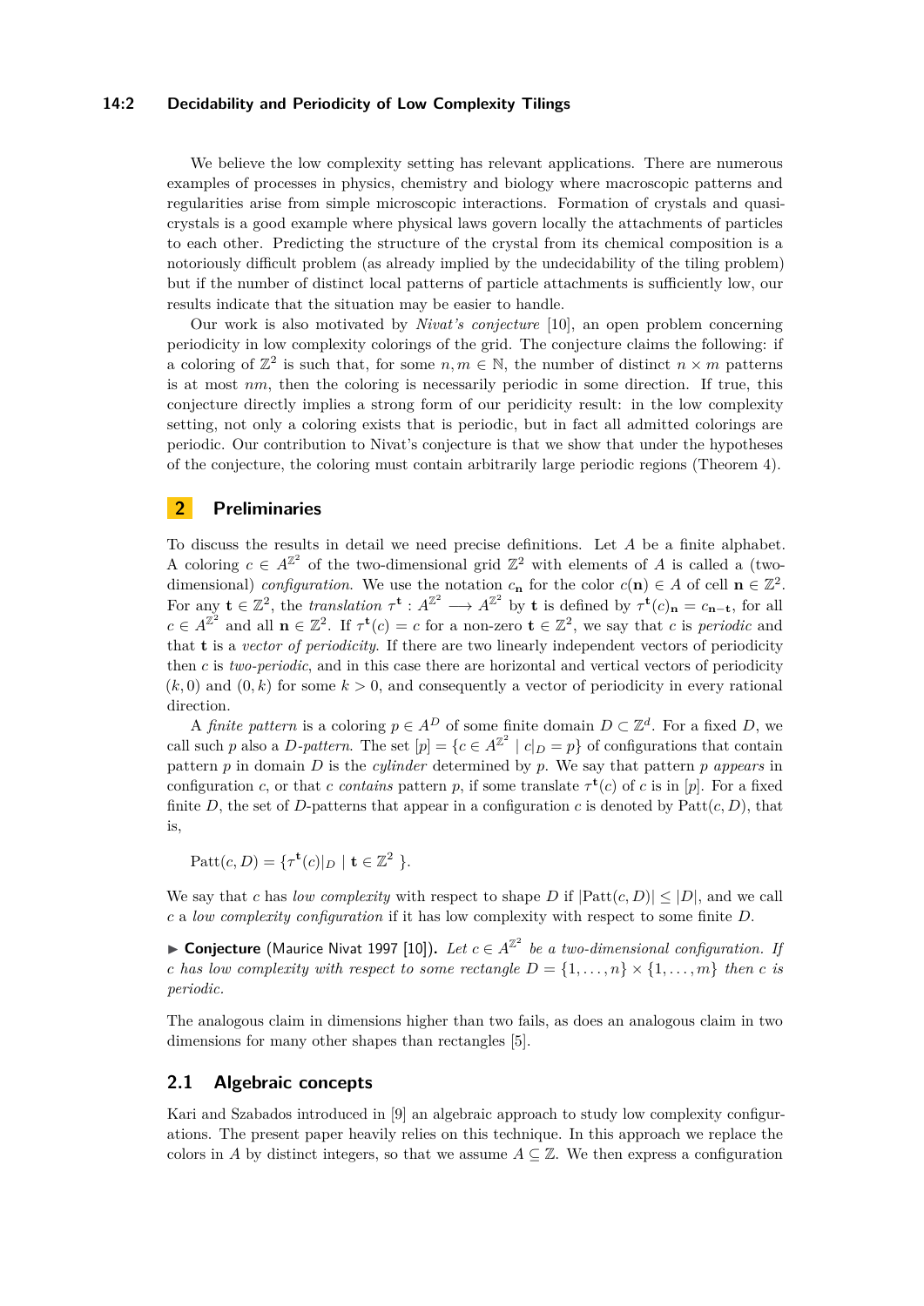We believe the low complexity setting has relevant applications. There are numerous examples of processes in physics, chemistry and biology where macroscopic patterns and regularities arise from simple microscopic interactions. Formation of crystals and quasi-crystals is a good example where physical laws govern locally the attachments of particles to each other. Predicting the structure of the crystal from its chemical composition is a notoriously difficult problem (as already implied by the undecidability of the tiling problem) but if the number of distinct local patterns of particle attachments is sufficiently low, our results indicate that the situation may be easier to handle.

Our work is also motivated by *Nivat's conjecture* [10], an open problem concerning periodicity in low complexity colorings of the grid. The conjecture claims the following: if a coloring of $\mathbb{Z}^2$ is such that, for some $n, m \in \mathbb{N}$, the number of distinct $n \times m$ patterns is at most $nm$, then the coloring is necessarily periodic in some direction. If true, this conjecture directly implies a strong form of our peridicity result: in the low complexity setting, not only a coloring exists that is periodic, but in fact all admitted colorings are periodic. Our contribution to Nivat's conjecture is that we show that under the hypotheses of the conjecture, the coloring must contain arbitrarily large periodic regions (Theorem 4).

## 2 Preliminaries

To discuss the results in detail we need precise definitions. Let $A$ be a finite alphabet. A coloring $c \in A^{\mathbb{Z}^2}$ of the two-dimensional grid $\mathbb{Z}^2$ with elements of $A$ is called a (two-dimensional) *configuration*. We use the notation $c_{\mathbf{n}}$ for the color $c(\mathbf{n}) \in A$ of cell $\mathbf{n} \in \mathbb{Z}^2$. For any $\mathbf{t} \in \mathbb{Z}^2$, the *translation* $\tau^{\mathbf{t}} : A^{\mathbb{Z}^2} \longrightarrow A^{\mathbb{Z}^2}$ by $\mathbf{t}$ is defined by $\tau^{\mathbf{t}}(c)_{\mathbf{n}} = c_{\mathbf{n}-\mathbf{t}}$, for all $c \in A^{\mathbb{Z}^2}$ and all $\mathbf{n} \in \mathbb{Z}^2$. If $\tau^{\mathbf{t}}(c) = c$ for a non-zero $\mathbf{t} \in \mathbb{Z}^2$, we say that $c$ is *periodic* and that $\mathbf{t}$ is a *vector of periodicity*. If there are two linearly independent vectors of periodicity then $c$ is *two-periodic*, and in this case there are horizontal and vertical vectors of periodicity $(k, 0)$ and $(0, k)$ for some $k > 0$, and consequently a vector of periodicity in every rational direction.

A *finite pattern* is a coloring $p \in A^D$ of some finite domain $D \subset \mathbb{Z}^d$. For a fixed $D$, we call such $p$ also a *D-pattern*. The set $[p] = \{c \in A^{\mathbb{Z}^2} \mid c|_D = p\}$ of configurations that contain pattern $p$ in domain $D$ is the *cylinder* determined by $p$. We say that pattern $p$ *appears* in configuration $c$, or that $c$ *contains* pattern $p$, if some translate $\tau^{\mathbf{t}}(c)$ of $c$ is in $[p]$. For a fixed finite $D$, the set of $D$-patterns that appear in a configuration $c$ is denoted by $\text{Patt}(c, D)$, that is,

$$\text{Patt}(c, D) = \{\tau^{\mathbf{t}}(c)|_D \mid \mathbf{t} \in \mathbb{Z}^2 \}.$$

We say that $c$ has *low complexity* with respect to shape $D$ if $|\text{Patt}(c, D)| \le |D|$, and we call $c$ a *low complexity configuration* if it has low complexity with respect to some finite $D$.

▶ **Conjecture** (Maurice Nivat 1997 [10]). *Let $c \in A^{\mathbb{Z}^2}$ be a two-dimensional configuration. If $c$ has low complexity with respect to some rectangle $D = \{1, \dots, n\} \times \{1, \dots, m\}$ then $c$ is periodic.*

The analogous claim in dimensions higher than two fails, as does an analogous claim in two dimensions for many other shapes than rectangles [5].

### 2.1 Algebraic concepts

Kari and Szabados introduced in [9] an algebraic approach to study low complexity configurations. The present paper heavily relies on this technique. In this approach we replace the colors in $A$ by distinct integers, so that we assume $A \subseteq \mathbb{Z}$. We then express a configuration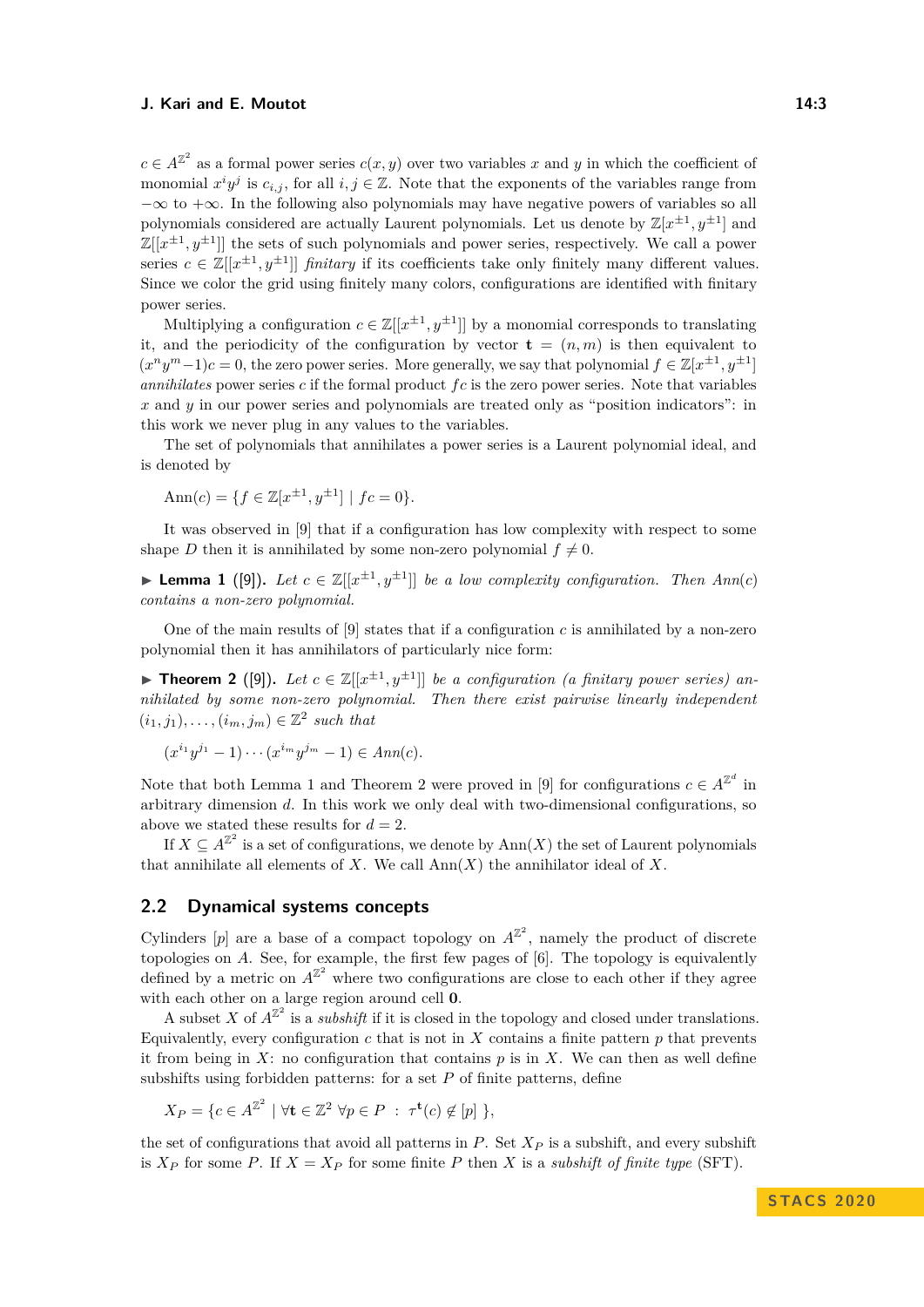$c \in A^{\mathbb{Z}^2}$ as a formal power series $c(x,y)$ over two variables $x$ and $y$ in which the coefficient of monomial $x^i y^j$ is $c_{i,j}$, for all $i,j \in \mathbb{Z}$. Note that the exponents of the variables range from $-\infty$ to $+\infty$. In the following also polynomials may have negative powers of variables so all polynomials considered are actually Laurent polynomials. Let us denote by $\mathbb{Z}[x^{\pm 1}, y^{\pm 1}]$ and $\mathbb{Z}[[x^{\pm 1}, y^{\pm 1}]]$ the sets of such polynomials and power series, respectively. We call a power series $c \in \mathbb{Z}[[x^{\pm 1}, y^{\pm 1}]]$ *finitary* if its coefficients take only finitely many different values. Since we color the grid using finitely many colors, configurations are identified with finitary power series.

Multiplying a configuration $c \in \mathbb{Z}[[x^{\pm 1}, y^{\pm 1}]]$ by a monomial corresponds to translating it, and the periodicity of the configuration by vector $\mathbf{t} = (n,m)$ is then equivalent to $(x^n y^m - 1)c = 0$, the zero power series. More generally, we say that polynomial $f \in \mathbb{Z}[x^{\pm 1}, y^{\pm 1}]$ *annihilates* power series $c$ if the formal product $fc$ is the zero power series. Note that variables $x$ and $y$ in our power series and polynomials are treated only as "position indicators": in this work we never plug in any values to the variables.

The set of polynomials that annihilates a power series is a Laurent polynomial ideal, and is denoted by

$$\mathrm{Ann}(c) = \{f \in \mathbb{Z}[x^{\pm 1}, y^{\pm 1}] \mid fc = 0\}.$$

It was observed in [9] that if a configuration has low complexity with respect to some shape $D$ then it is annihilated by some non-zero polynomial $f \neq 0$.

▶ **Lemma 1** ([9]). *Let $c \in \mathbb{Z}[[x^{\pm 1}, y^{\pm 1}]]$ be a low complexity configuration. Then $Ann(c)$ contains a non-zero polynomial.*

One of the main results of [9] states that if a configuration $c$ is annihilated by a non-zero polynomial then it has annihilators of particularly nice form:

▶ **Theorem 2** ([9]). *Let $c \in \mathbb{Z}[[x^{\pm 1}, y^{\pm 1}]]$ be a configuration (a finitary power series) annihilated by some non-zero polynomial. Then there exist pairwise linearly independent $(i_1, j_1), \ldots, (i_m, j_m) \in \mathbb{Z}^2$ such that*

$$(x^{i_1} y^{j_1} - 1) \cdots (x^{i_m} y^{j_m} - 1) \in Ann(c).$$

Note that both Lemma 1 and Theorem 2 were proved in [9] for configurations $c \in A^{\mathbb{Z}^d}$ in arbitrary dimension $d$. In this work we only deal with two-dimensional configurations, so above we stated these results for $d = 2$.

If $X \subseteq A^{\mathbb{Z}^2}$ is a set of configurations, we denote by $\mathrm{Ann}(X)$ the set of Laurent polynomials that annihilate all elements of $X$. We call $\mathrm{Ann}(X)$ the annihilator ideal of $X$.

## 2.2 Dynamical systems concepts

Cylinders $[p]$ are a base of a compact topology on $A^{\mathbb{Z}^2}$, namely the product of discrete topologies on $A$. See, for example, the first few pages of [6]. The topology is equivalently defined by a metric on $A^{\mathbb{Z}^2}$ where two configurations are close to each other if they agree with each other on a large region around cell $\mathbf{0}$.

A subset $X$ of $A^{\mathbb{Z}^2}$ is a *subshift* if it is closed in the topology and closed under translations. Equivalently, every configuration $c$ that is not in $X$ contains a finite pattern $p$ that prevents it from being in $X$: no configuration that contains $p$ is in $X$. We can then as well define subshifts using forbidden patterns: for a set $P$ of finite patterns, define

$$X_P = \{c \in A^{\mathbb{Z}^2} \mid \forall \mathbf{t} \in \mathbb{Z}^2 \ \forall p \in P \ : \ \tau^{\mathbf{t}}(c) \notin [p] \ \},$$

the set of configurations that avoid all patterns in $P$. Set $X_P$ is a subshift, and every subshift is $X_P$ for some $P$. If $X = X_P$ for some finite $P$ then $X$ is a *subshift of finite type* (SFT).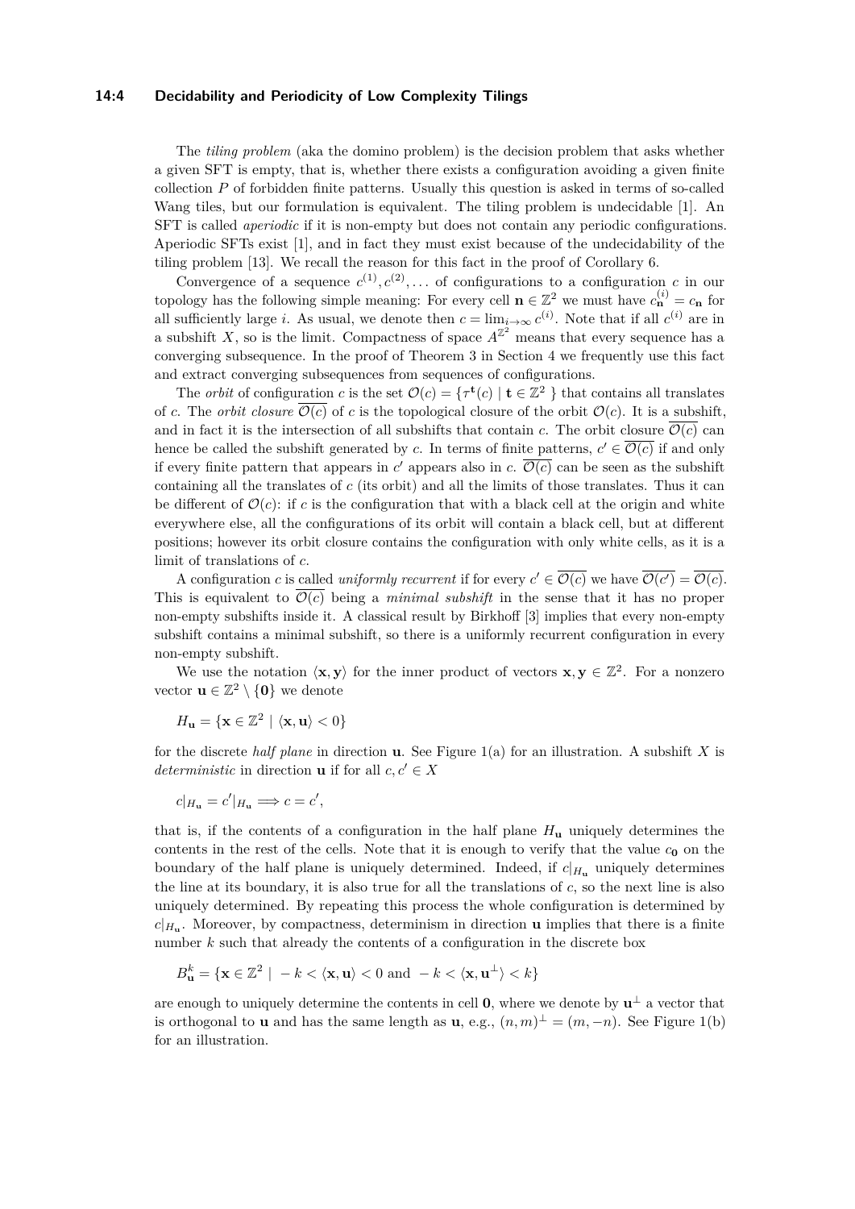The *tiling problem* (aka the domino problem) is the decision problem that asks whether a given SFT is empty, that is, whether there exists a configuration avoiding a given finite collection $P$ of forbidden finite patterns. Usually this question is asked in terms of so-called Wang tiles, but our formulation is equivalent. The tiling problem is undecidable [1]. An SFT is called *aperiodic* if it is non-empty but does not contain any periodic configurations. Aperiodic SFTs exist [1], and in fact they must exist because of the undecidability of the tiling problem [13]. We recall the reason for this fact in the proof of Corollary 6.

Convergence of a sequence $c^{(1)}, c^{(2)}, \dots$ of configurations to a configuration $c$ in our topology has the following simple meaning: For every cell $\mathbf{n} \in \mathbb{Z}^2$ we must have $c^{(i)}_{\mathbf{n}} = c_{\mathbf{n}}$ for all sufficiently large $i$. As usual, we denote then $c = \lim_{i\to\infty} c^{(i)}$. Note that if all $c^{(i)}$ are in a subshift $X$, so is the limit. Compactness of space $A^{\mathbb{Z}^2}$ means that every sequence has a converging subsequence. In the proof of Theorem 3 in Section 4 we frequently use this fact and extract converging subsequences from sequences of configurations.

The *orbit* of configuration $c$ is the set $\mathcal{O}(c) = \{\tau^{\mathbf{t}}(c) \mid \mathbf{t} \in \mathbb{Z}^2\}$ that contains all translates of $c$. The *orbit closure* $\overline{\mathcal{O}(c)}$ of $c$ is the topological closure of the orbit $\mathcal{O}(c)$. It is a subshift, and in fact it is the intersection of all subshifts that contain $c$. The orbit closure $\overline{\mathcal{O}(c)}$ can hence be called the subshift generated by $c$. In terms of finite patterns, $c' \in \overline{\mathcal{O}(c)}$ if and only if every finite pattern that appears in $c'$ appears also in $c$. $\overline{\mathcal{O}(c)}$ can be seen as the subshift containing all the translates of $c$ (its orbit) and all the limits of those translates. Thus it can be different of $\mathcal{O}(c)$: if $c$ is the configuration that with a black cell at the origin and white everywhere else, all the configurations of its orbit will contain a black cell, but at different positions; however its orbit closure contains the configuration with only white cells, as it is a limit of translations of $c$.

A configuration $c$ is called *uniformly recurrent* if for every $c' \in \overline{\mathcal{O}(c)}$ we have $\overline{\mathcal{O}(c')} = \overline{\mathcal{O}(c)}$. This is equivalent to $\overline{\mathcal{O}(c)}$ being a *minimal subshift* in the sense that it has no proper non-empty subshifts inside it. A classical result by Birkhoff [3] implies that every non-empty subshift contains a minimal subshift, so there is a uniformly recurrent configuration in every non-empty subshift.

We use the notation $\langle \mathbf{x}, \mathbf{y} \rangle$ for the inner product of vectors $\mathbf{x}, \mathbf{y} \in \mathbb{Z}^2$. For a nonzero vector $\mathbf{u} \in \mathbb{Z}^2 \setminus \{\mathbf{0}\}$ we denote

$$H_{\mathbf{u}} = \{\mathbf{x} \in \mathbb{Z}^2 \mid \langle \mathbf{x}, \mathbf{u} \rangle < 0\}$$

for the discrete *half plane* in direction $\mathbf{u}$. See Figure 1(a) for an illustration. A subshift $X$ is *deterministic* in direction $\mathbf{u}$ if for all $c, c' \in X$

$$c|_{H_{\mathbf{u}}} = c'|_{H_{\mathbf{u}}} \Longrightarrow c = c',$$

that is, if the contents of a configuration in the half plane $H_{\mathbf{u}}$ uniquely determines the contents in the rest of the cells. Note that it is enough to verify that the value $c_{\mathbf{0}}$ on the boundary of the half plane is uniquely determined. Indeed, if $c|_{H_{\mathbf{u}}}$ uniquely determines the line at its boundary, it is also true for all the translations of $c$, so the next line is also uniquely determined. By repeating this process the whole configuration is determined by $c|_{H_{\mathbf{u}}}$. Moreover, by compactness, determinism in direction $\mathbf{u}$ implies that there is a finite number $k$ such that already the contents of a configuration in the discrete box

$$B^k_{\mathbf{u}} = \{\mathbf{x} \in \mathbb{Z}^2 \mid -k < \langle \mathbf{x}, \mathbf{u} \rangle < 0 \text{ and } -k < \langle \mathbf{x}, \mathbf{u}^{\perp} \rangle < k\}$$

are enough to uniquely determine the contents in cell $\mathbf{0}$, where we denote by $\mathbf{u}^{\perp}$ a vector that is orthogonal to $\mathbf{u}$ and has the same length as $\mathbf{u}$, e.g., $(n, m)^{\perp} = (m, -n)$. See Figure 1(b) for an illustration.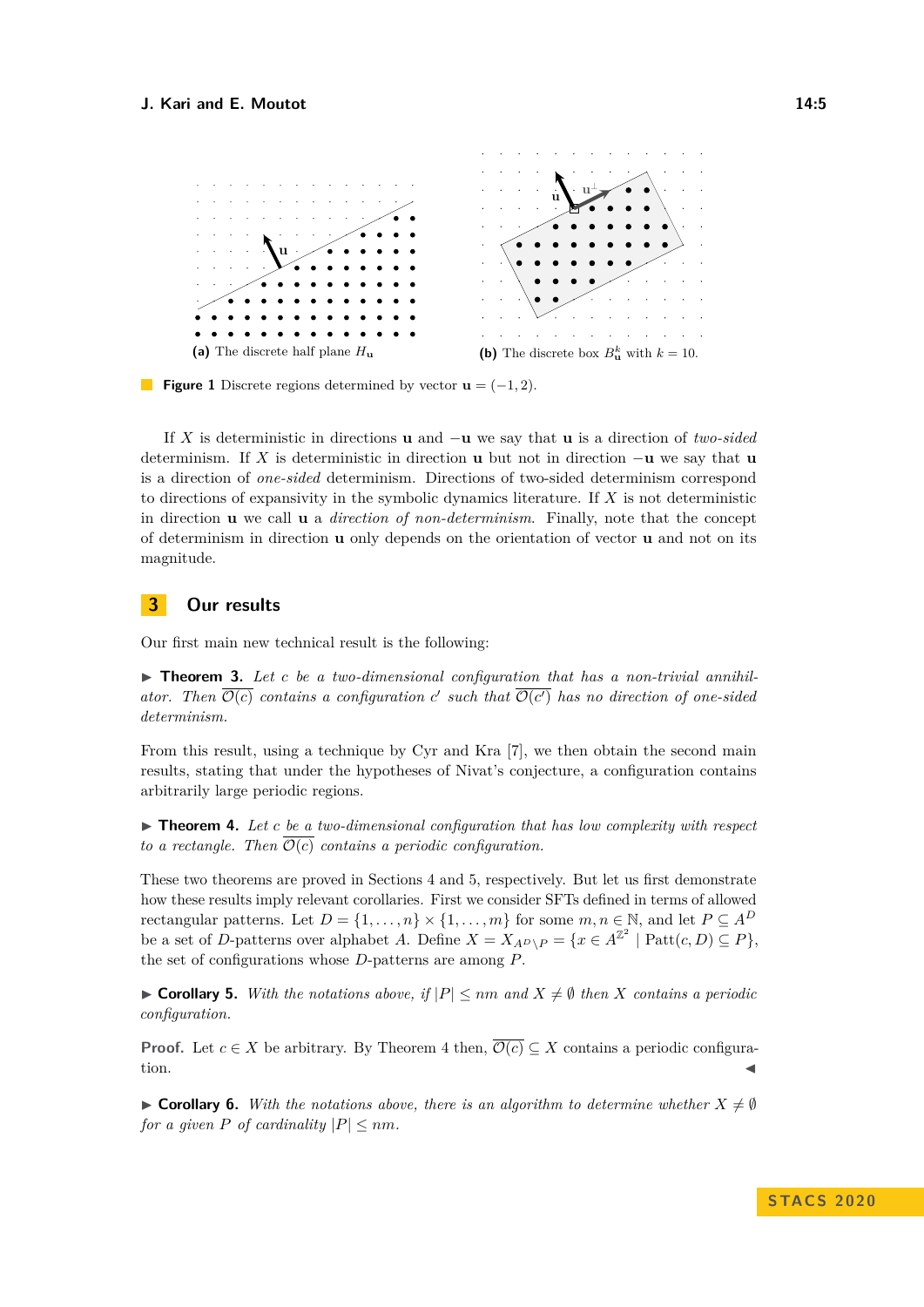(a) The discrete half plane $H_\mathbf{u}$

(b) The discrete box $B^k_\mathbf{u}$ with $k = 10$.

**Figure 1** Discrete regions determined by vector $\mathbf{u} = (-1, 2)$.

If $X$ is deterministic in directions $\mathbf{u}$ and $-\mathbf{u}$ we say that $\mathbf{u}$ is a direction of *two-sided* determinism. If $X$ is deterministic in direction $\mathbf{u}$ but not in direction $-\mathbf{u}$ we say that $\mathbf{u}$ is a direction of *one-sided* determinism. Directions of two-sided determinism correspond to directions of expansivity in the symbolic dynamics literature. If $X$ is not deterministic in direction $\mathbf{u}$ we call $\mathbf{u}$ a *direction of non-determinism*. Finally, note that the concept of determinism in direction $\mathbf{u}$ only depends on the orientation of vector $\mathbf{u}$ and not on its magnitude.

## 3 Our results

Our first main new technical result is the following:

▶ **Theorem 3.** *Let $c$ be a two-dimensional configuration that has a non-trivial annihilator. Then $\overline{\mathcal{O}(c)}$ contains a configuration $c'$ such that $\overline{\mathcal{O}(c')}$ has no direction of one-sided determinism.*

From this result, using a technique by Cyr and Kra [7], we then obtain the second main results, stating that under the hypotheses of Nivat's conjecture, a configuration contains arbitrarily large periodic regions.

▶ **Theorem 4.** *Let $c$ be a two-dimensional configuration that has low complexity with respect to a rectangle. Then $\overline{\mathcal{O}(c)}$ contains a periodic configuration.*

These two theorems are proved in Sections 4 and 5, respectively. But let us first demonstrate how these results imply relevant corollaries. First we consider SFTs defined in terms of allowed rectangular patterns. Let $D = \{1, \ldots, n\} \times \{1, \ldots, m\}$ for some $m, n \in \mathbb{N}$, and let $P \subseteq A^D$ be a set of $D$-patterns over alphabet $A$. Define $X = X_{A^D \setminus P} = \{x \in A^{\mathbb{Z}^2} \mid \mathrm{Patt}(c, D) \subseteq P\}$, the set of configurations whose $D$-patterns are among $P$.

▶ **Corollary 5.** *With the notations above, if $|P| \leq nm$ and $X \neq \emptyset$ then $X$ contains a periodic configuration.*

**Proof.** Let $c \in X$ be arbitrary. By Theorem 4 then, $\overline{\mathcal{O}(c)} \subseteq X$ contains a periodic configuration. ◀

▶ **Corollary 6.** *With the notations above, there is an algorithm to determine whether $X \neq \emptyset$ for a given $P$ of cardinality $|P| \leq nm$.*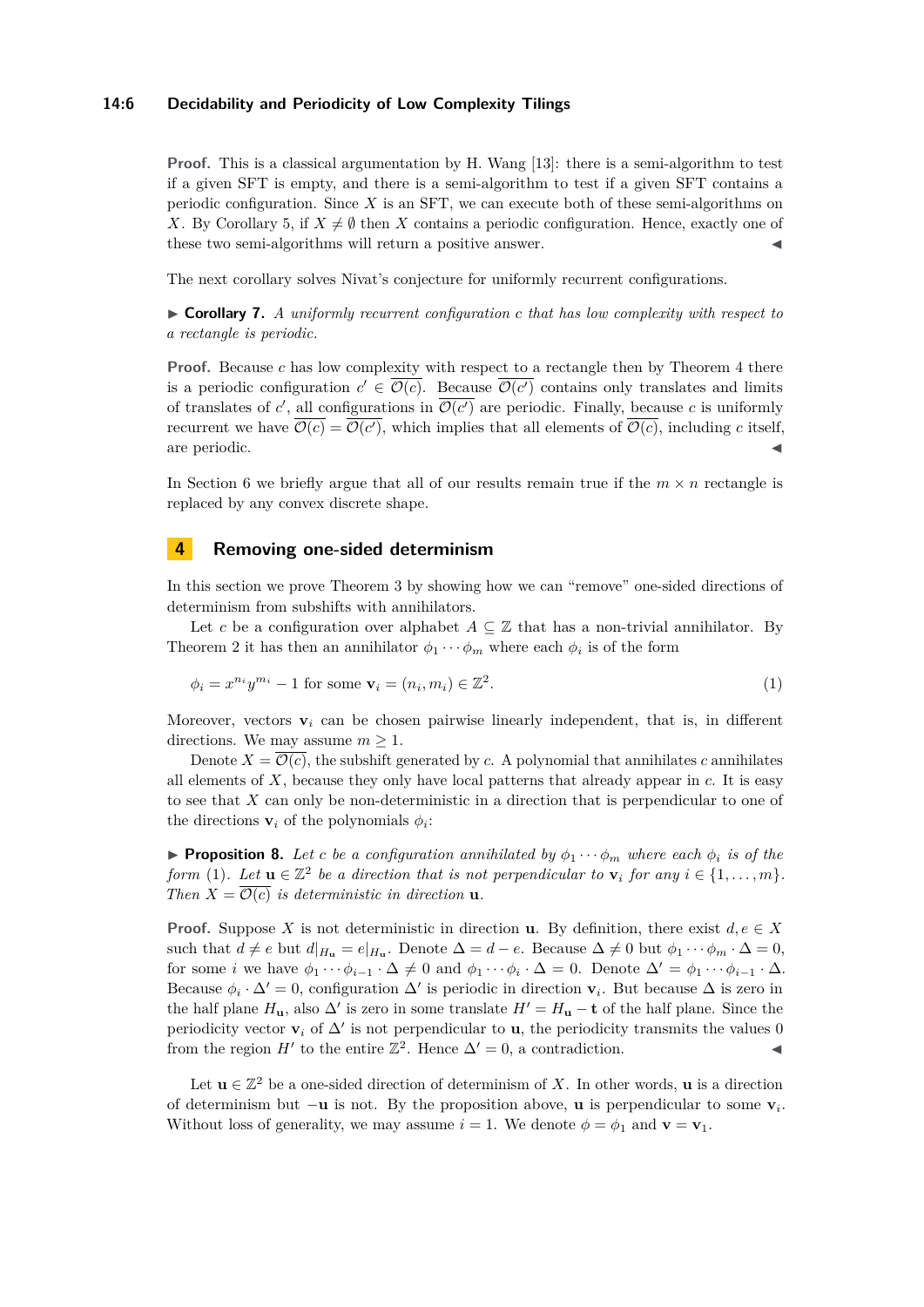**Proof.** This is a classical argumentation by H. Wang [13]: there is a semi-algorithm to test if a given SFT is empty, and there is a semi-algorithm to test if a given SFT contains a periodic configuration. Since $X$ is an SFT, we can execute both of these semi-algorithms on $X$. By Corollary 5, if $X \neq \emptyset$ then $X$ contains a periodic configuration. Hence, exactly one of these two semi-algorithms will return a positive answer. ◀

The next corollary solves Nivat's conjecture for uniformly recurrent configurations.

▶ **Corollary 7.** *A uniformly recurrent configuration $c$ that has low complexity with respect to a rectangle is periodic.*

**Proof.** Because $c$ has low complexity with respect to a rectangle then by Theorem 4 there is a periodic configuration $c' \in \overline{\mathcal{O}(c)}$. Because $\overline{\mathcal{O}(c')}$ contains only translates and limits of translates of $c'$, all configurations in $\overline{\mathcal{O}(c')}$ are periodic. Finally, because $c$ is uniformly recurrent we have $\overline{\mathcal{O}(c)} = \overline{\mathcal{O}(c')}$, which implies that all elements of $\overline{\mathcal{O}(c)}$, including $c$ itself, are periodic. ◀

In Section 6 we briefly argue that all of our results remain true if the $m \times n$ rectangle is replaced by any convex discrete shape.

## 4 Removing one-sided determinism

In this section we prove Theorem 3 by showing how we can "remove" one-sided directions of determinism from subshifts with annihilators.

Let $c$ be a configuration over alphabet $A \subseteq \mathbb{Z}$ that has a non-trivial annihilator. By Theorem 2 it has then an annihilator $\phi_1 \cdots \phi_m$ where each $\phi_i$ is of the form

$$\phi_i = x^{n_i} y^{m_i} - 1 \text{ for some } \mathbf{v}_i = (n_i, m_i) \in \mathbb{Z}^2. \tag{1}$$

Moreover, vectors $\mathbf{v}_i$ can be chosen pairwise linearly independent, that is, in different directions. We may assume $m \geq 1$.

Denote $X = \overline{\mathcal{O}(c)}$, the subshift generated by $c$. A polynomial that annihilates $c$ annihilates all elements of $X$, because they only have local patterns that already appear in $c$. It is easy to see that $X$ can only be non-deterministic in a direction that is perpendicular to one of the directions $\mathbf{v}_i$ of the polynomials $\phi_i$:

▶ **Proposition 8.** *Let $c$ be a configuration annihilated by $\phi_1 \cdots \phi_m$ where each $\phi_i$ is of the form* (1)*. Let $\mathbf{u} \in \mathbb{Z}^2$ be a direction that is not perpendicular to $\mathbf{v}_i$ for any $i \in \{1, \ldots, m\}$. Then $X = \overline{\mathcal{O}(c)}$ is deterministic in direction $\mathbf{u}$.*

**Proof.** Suppose $X$ is not deterministic in direction $\mathbf{u}$. By definition, there exist $d, e \in X$ such that $d \neq e$ but $d|_{H_\mathbf{u}} = e|_{H_\mathbf{u}}$. Denote $\Delta = d - e$. Because $\Delta \neq 0$ but $\phi_1 \cdots \phi_m \cdot \Delta = 0$, for some $i$ we have $\phi_1 \cdots \phi_{i-1} \cdot \Delta \neq 0$ and $\phi_1 \cdots \phi_i \cdot \Delta = 0$. Denote $\Delta' = \phi_1 \cdots \phi_{i-1} \cdot \Delta$. Because $\phi_i \cdot \Delta' = 0$, configuration $\Delta'$ is periodic in direction $\mathbf{v}_i$. But because $\Delta$ is zero in the half plane $H_\mathbf{u}$, also $\Delta'$ is zero in some translate $H' = H_\mathbf{u} - \mathbf{t}$ of the half plane. Since the periodicity vector $\mathbf{v}_i$ of $\Delta'$ is not perpendicular to $\mathbf{u}$, the periodicity transmits the values 0 from the region $H'$ to the entire $\mathbb{Z}^2$. Hence $\Delta' = 0$, a contradiction. ◀

Let $\mathbf{u} \in \mathbb{Z}^2$ be a one-sided direction of determinism of $X$. In other words, $\mathbf{u}$ is a direction of determinism but $-\mathbf{u}$ is not. By the proposition above, $\mathbf{u}$ is perpendicular to some $\mathbf{v}_i$. Without loss of generality, we may assume $i = 1$. We denote $\phi = \phi_1$ and $\mathbf{v} = \mathbf{v}_1$.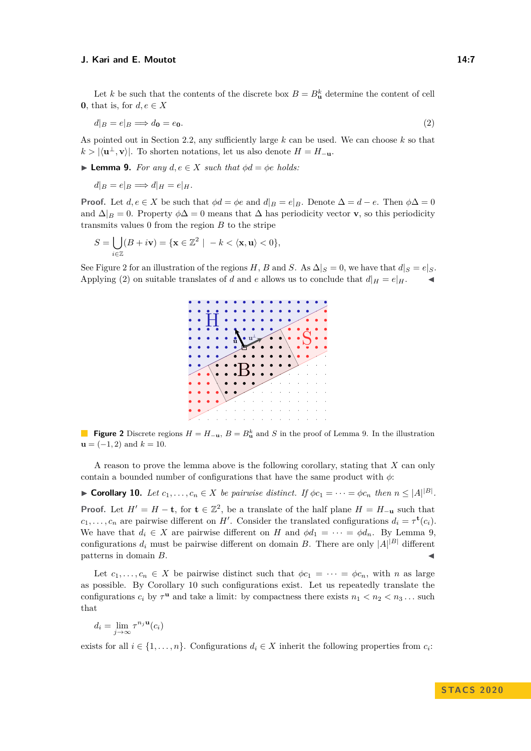Let $k$ be such that the contents of the discrete box $B = B^k_{\mathbf{u}}$ determine the content of cell $\mathbf{0}$, that is, for $d, e \in X$

$$d|_B = e|_B \implies d_{\mathbf{0}} = e_{\mathbf{0}}. \tag{2}$$

As pointed out in Section 2.2, any sufficiently large $k$ can be used. We can choose $k$ so that $k > |\langle \mathbf{u}^\perp, \mathbf{v}\rangle|$. To shorten notations, let us also denote $H = H_{-\mathbf{u}}$.

▶ **Lemma 9.** *For any $d, e \in X$ such that $\phi d = \phi e$ holds:*

$$d|_B = e|_B \implies d|_H = e|_H.$$

**Proof.** Let $d, e \in X$ be such that $\phi d = \phi e$ and $d|_B = e|_B$. Denote $\Delta = d - e$. Then $\phi\Delta = 0$ and $\Delta|_B = 0$. Property $\phi\Delta = 0$ means that $\Delta$ has periodicity vector $\mathbf{v}$, so this periodicity transmits values 0 from the region $B$ to the stripe

$$S = \bigcup_{i\in\mathbb{Z}} (B + i\mathbf{v}) = \{\mathbf{x} \in \mathbb{Z}^2 \mid -k < \langle \mathbf{x}, \mathbf{u}\rangle < 0\},$$

See Figure 2 for an illustration of the regions $H$, $B$ and $S$. As $\Delta|_S = 0$, we have that $d|_S = e|_S$. Applying (2) on suitable translates of $d$ and $e$ allows us to conclude that $d|_H = e|_H$. ◀

**Figure 2** Discrete regions $H = H_{-\mathbf{u}}$, $B = B^k_{\mathbf{u}}$ and $S$ in the proof of Lemma 9. In the illustration $\mathbf{u} = (-1, 2)$ and $k = 10$.

A reason to prove the lemma above is the following corollary, stating that $X$ can only contain a bounded number of configurations that have the same product with $\phi$:

▶ **Corollary 10.** *Let $c_1, \ldots, c_n \in X$ be pairwise distinct. If $\phi c_1 = \cdots = \phi c_n$ then $n \leq |A|^{|B|}$.*

**Proof.** Let $H' = H - \mathbf{t}$, for $\mathbf{t} \in \mathbb{Z}^2$, be a translate of the half plane $H = H_{-\mathbf{u}}$ such that $c_1, \ldots, c_n$ are pairwise different on $H'$. Consider the translated configurations $d_i = \tau^{\mathbf{t}}(c_i)$. We have that $d_i \in X$ are pairwise different on $H$ and $\phi d_1 = \cdots = \phi d_n$. By Lemma 9, configurations $d_i$ must be pairwise different on domain $B$. There are only $|A|^{|B|}$ different patterns in domain $B$. ◀

Let $c_1, \ldots, c_n \in X$ be pairwise distinct such that $\phi c_1 = \cdots = \phi c_n$, with $n$ as large as possible. By Corollary 10 such configurations exist. Let us repeatedly translate the configurations $c_i$ by $\tau^{\mathbf{u}}$ and take a limit: by compactness there exists $n_1 < n_2 < n_3 \ldots$ such that

$$d_i = \lim_{j\to\infty} \tau^{n_j \mathbf{u}}(c_i)$$

exists for all $i \in \{1, \ldots, n\}$. Configurations $d_i \in X$ inherit the following properties from $c_i$: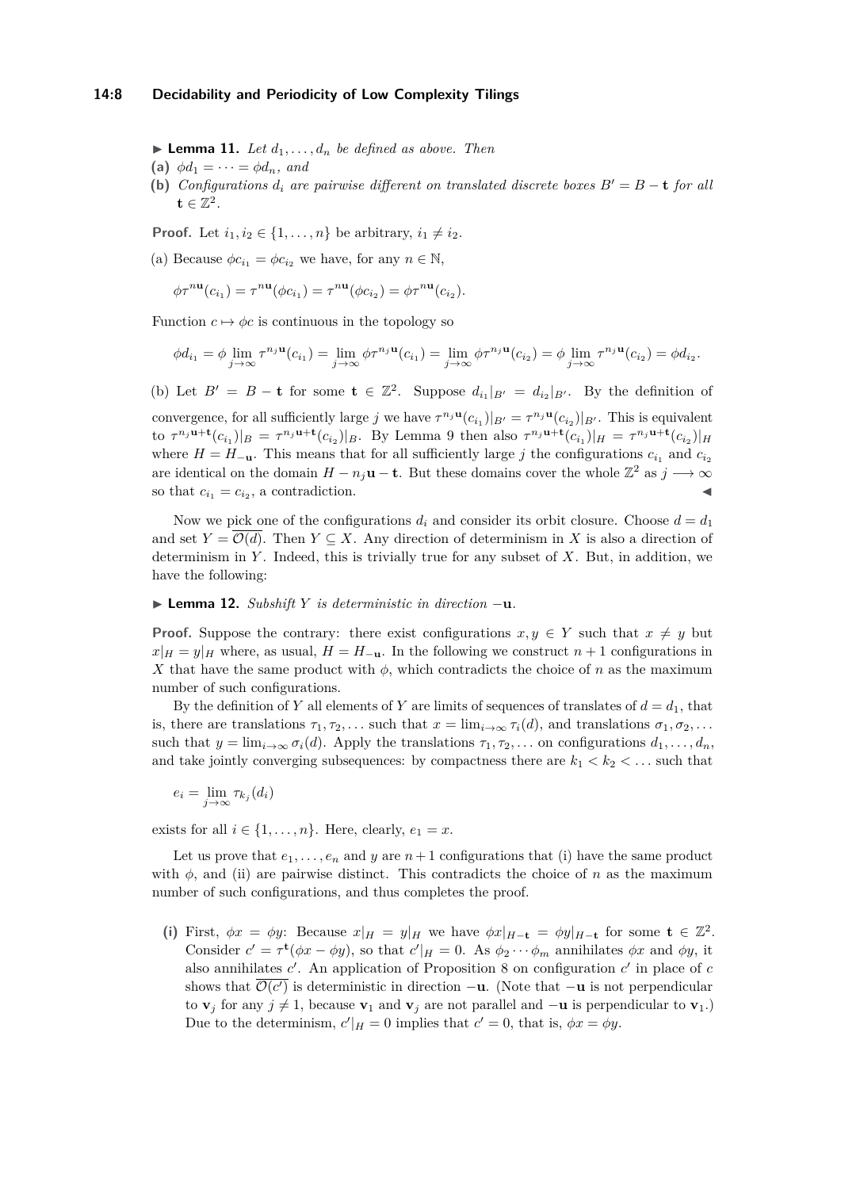▶ **Lemma 11.** *Let $d_1, \ldots, d_n$ be defined as above. Then*

**(a)** $\phi d_1 = \cdots = \phi d_n$*, and*

**(b)** *Configurations $d_i$ are pairwise different on translated discrete boxes $B' = B - \mathbf{t}$ for all $\mathbf{t} \in \mathbb{Z}^2$.*

**Proof.** Let $i_1, i_2 \in \{1, \ldots, n\}$ be arbitrary, $i_1 \neq i_2$.

(a) Because $\phi c_{i_1} = \phi c_{i_2}$ we have, for any $n \in \mathbb{N}$,

$$\phi\tau^{n\mathbf{u}}(c_{i_1}) = \tau^{n\mathbf{u}}(\phi c_{i_1}) = \tau^{n\mathbf{u}}(\phi c_{i_2}) = \phi\tau^{n\mathbf{u}}(c_{i_2}).$$

Function $c \mapsto \phi c$ is continuous in the topology so

$$\phi d_{i_1} = \phi \lim_{j\to\infty} \tau^{n_j\mathbf{u}}(c_{i_1}) = \lim_{j\to\infty} \phi\tau^{n_j\mathbf{u}}(c_{i_1}) = \lim_{j\to\infty} \phi\tau^{n_j\mathbf{u}}(c_{i_2}) = \phi \lim_{j\to\infty} \tau^{n_j\mathbf{u}}(c_{i_2}) = \phi d_{i_2}.$$

(b) Let $B' = B - \mathbf{t}$ for some $\mathbf{t} \in \mathbb{Z}^2$. Suppose $d_{i_1}|_{B'} = d_{i_2}|_{B'}$. By the definition of convergence, for all sufficiently large $j$ we have $\tau^{n_j\mathbf{u}}(c_{i_1})|_{B'} = \tau^{n_j\mathbf{u}}(c_{i_2})|_{B'}$. This is equivalent to $\tau^{n_j\mathbf{u}+\mathbf{t}}(c_{i_1})|_B = \tau^{n_j\mathbf{u}+\mathbf{t}}(c_{i_2})|_B$. By Lemma 9 then also $\tau^{n_j\mathbf{u}+\mathbf{t}}(c_{i_1})|_H = \tau^{n_j\mathbf{u}+\mathbf{t}}(c_{i_2})|_H$ where $H = H_{-\mathbf{u}}$. This means that for all sufficiently large $j$ the configurations $c_{i_1}$ and $c_{i_2}$ are identical on the domain $H - n_j\mathbf{u} - \mathbf{t}$. But these domains cover the whole $\mathbb{Z}^2$ as $j \longrightarrow \infty$ so that $c_{i_1} = c_{i_2}$, a contradiction. ◀

Now we pick one of the configurations $d_i$ and consider its orbit closure. Choose $d = d_1$ and set $Y = \overline{\mathcal{O}(d)}$. Then $Y \subseteq X$. Any direction of determinism in $X$ is also a direction of determinism in $Y$. Indeed, this is trivially true for any subset of $X$. But, in addition, we have the following:

▶ **Lemma 12.** *Subshift $Y$ is deterministic in direction $-\mathbf{u}$.*

**Proof.** Suppose the contrary: there exist configurations $x, y \in Y$ such that $x \neq y$ but $x|_H = y|_H$ where, as usual, $H = H_{-\mathbf{u}}$. In the following we construct $n+1$ configurations in $X$ that have the same product with $\phi$, which contradicts the choice of $n$ as the maximum number of such configurations.

By the definition of $Y$ all elements of $Y$ are limits of sequences of translates of $d = d_1$, that is, there are translations $\tau_1, \tau_2, \ldots$ such that $x = \lim_{i\to\infty} \tau_i(d)$, and translations $\sigma_1, \sigma_2, \ldots$ such that $y = \lim_{i\to\infty} \sigma_i(d)$. Apply the translations $\tau_1, \tau_2, \ldots$ on configurations $d_1, \ldots, d_n$, and take jointly converging subsequences: by compactness there are $k_1 < k_2 < \ldots$ such that

$$e_i = \lim_{j\to\infty} \tau_{k_j}(d_i)$$

exists for all $i \in \{1, \ldots, n\}$. Here, clearly, $e_1 = x$.

Let us prove that $e_1, \ldots, e_n$ and $y$ are $n+1$ configurations that (i) have the same product with $\phi$, and (ii) are pairwise distinct. This contradicts the choice of $n$ as the maximum number of such configurations, and thus completes the proof.

**(i)** First, $\phi x = \phi y$: Because $x|_H = y|_H$ we have $\phi x|_{H-\mathbf{t}} = \phi y|_{H-\mathbf{t}}$ for some $\mathbf{t} \in \mathbb{Z}^2$. Consider $c' = \tau^{\mathbf{t}}(\phi x - \phi y)$, so that $c'|_H = 0$. As $\phi_2 \cdots \phi_m$ annihilates $\phi x$ and $\phi y$, it also annihilates $c'$. An application of Proposition 8 on configuration $c'$ in place of $c$ shows that $\overline{\mathcal{O}(c')}$ is deterministic in direction $-\mathbf{u}$. (Note that $-\mathbf{u}$ is not perpendicular to $\mathbf{v}_j$ for any $j \neq 1$, because $\mathbf{v}_1$ and $\mathbf{v}_j$ are not parallel and $-\mathbf{u}$ is perpendicular to $\mathbf{v}_1$.) Due to the determinism, $c'|_H = 0$ implies that $c' = 0$, that is, $\phi x = \phi y$.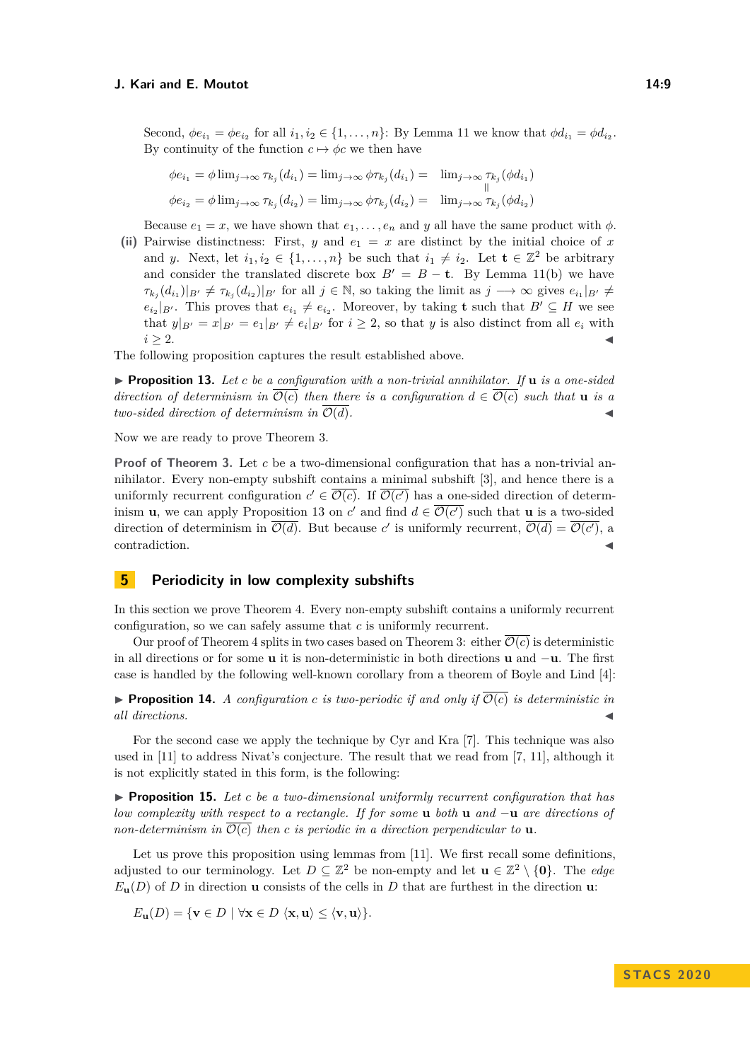Second, $\phi e_{i_1} = \phi e_{i_2}$ for all $i_1, i_2 \in \{1, \ldots, n\}$: By Lemma 11 we know that $\phi d_{i_1} = \phi d_{i_2}$. By continuity of the function $c \mapsto \phi c$ we then have

$$\begin{aligned} \phi e_{i_1} &= \phi \lim_{j\to\infty} \tau_{k_j}(d_{i_1}) = \lim_{j\to\infty} \phi\tau_{k_j}(d_{i_1}) = \lim_{j\to\infty} \tau_{k_j}(\phi d_{i_1}) \\ & \qquad\qquad\qquad\qquad\qquad\qquad\qquad\qquad\quad \parallel \\ \phi e_{i_2} &= \phi \lim_{j\to\infty} \tau_{k_j}(d_{i_2}) = \lim_{j\to\infty} \phi\tau_{k_j}(d_{i_2}) = \lim_{j\to\infty} \tau_{k_j}(\phi d_{i_2}) \end{aligned}$$

Because $e_1 = x$, we have shown that $e_1, \ldots, e_n$ and $y$ all have the same product with $\phi$.

**(ii)** Pairwise distinctness: First, $y$ and $e_1 = x$ are distinct by the initial choice of $x$ and $y$. Next, let $i_1, i_2 \in \{1, \ldots, n\}$ be such that $i_1 \neq i_2$. Let $\mathbf{t} \in \mathbb{Z}^2$ be arbitrary and consider the translated discrete box $B' = B - \mathbf{t}$. By Lemma 11(b) we have $\tau_{k_j}(d_{i_1})|_{B'} \neq \tau_{k_j}(d_{i_2})|_{B'}$ for all $j \in \mathbb{N}$, so taking the limit as $j \longrightarrow \infty$ gives $e_{i_1}|_{B'} \neq e_{i_2}|_{B'}$. This proves that $e_{i_1} \neq e_{i_2}$. Moreover, by taking $\mathbf{t}$ such that $B' \subseteq H$ we see that $y|_{B'} = x|_{B'} = e_1|_{B'} \neq e_i|_{B'}$ for $i \geq 2$, so that $y$ is also distinct from all $e_i$ with $i \geq 2$. ◀

The following proposition captures the result established above.

▶ **Proposition 13.** *Let $c$ be a configuration with a non-trivial annihilator. If $\mathbf{u}$ is a one-sided direction of determinism in $\overline{\mathcal{O}(c)}$ then there is a configuration $d \in \overline{\mathcal{O}(c)}$ such that $\mathbf{u}$ is a two-sided direction of determinism in $\overline{\mathcal{O}(d)}$.* ◀

Now we are ready to prove Theorem 3.

**Proof of Theorem 3.** Let $c$ be a two-dimensional configuration that has a non-trivial annihilator. Every non-empty subshift contains a minimal subshift [3], and hence there is a uniformly recurrent configuration $c' \in \overline{\mathcal{O}(c)}$. If $\overline{\mathcal{O}(c')}$ has a one-sided direction of determinism $\mathbf{u}$, we can apply Proposition 13 on $c'$ and find $d \in \overline{\mathcal{O}(c')}$ such that $\mathbf{u}$ is a two-sided direction of determinism in $\overline{\mathcal{O}(d)}$. But because $c'$ is uniformly recurrent, $\overline{\mathcal{O}(d)} = \overline{\mathcal{O}(c')}$, a contradiction. ◀

## 5 Periodicity in low complexity subshifts

In this section we prove Theorem 4. Every non-empty subshift contains a uniformly recurrent configuration, so we can safely assume that $c$ is uniformly recurrent.

Our proof of Theorem 4 splits in two cases based on Theorem 3: either $\overline{\mathcal{O}(c)}$ is deterministic in all directions or for some $\mathbf{u}$ it is non-deterministic in both directions $\mathbf{u}$ and $-\mathbf{u}$. The first case is handled by the following well-known corollary from a theorem of Boyle and Lind [4]:

▶ **Proposition 14.** *A configuration $c$ is two-periodic if and only if $\overline{\mathcal{O}(c)}$ is deterministic in all directions.* ◀

For the second case we apply the technique by Cyr and Kra [7]. This technique was also used in [11] to address Nivat's conjecture. The result that we read from [7, 11], although it is not explicitly stated in this form, is the following:

▶ **Proposition 15.** *Let $c$ be a two-dimensional uniformly recurrent configuration that has low complexity with respect to a rectangle. If for some $\mathbf{u}$ both $\mathbf{u}$ and $-\mathbf{u}$ are directions of non-determinism in $\overline{\mathcal{O}(c)}$ then $c$ is periodic in a direction perpendicular to $\mathbf{u}$.*

Let us prove this proposition using lemmas from [11]. We first recall some definitions, adjusted to our terminology. Let $D \subseteq \mathbb{Z}^2$ be non-empty and let $\mathbf{u} \in \mathbb{Z}^2 \setminus \{\mathbf{0}\}$. The *edge* $E_{\mathbf{u}}(D)$ of $D$ in direction $\mathbf{u}$ consists of the cells in $D$ that are furthest in the direction $\mathbf{u}$:

$$E_{\mathbf{u}}(D) = \{\mathbf{v} \in D \mid \forall \mathbf{x} \in D\ \langle \mathbf{x}, \mathbf{u} \rangle \leq \langle \mathbf{v}, \mathbf{u} \rangle\}.$$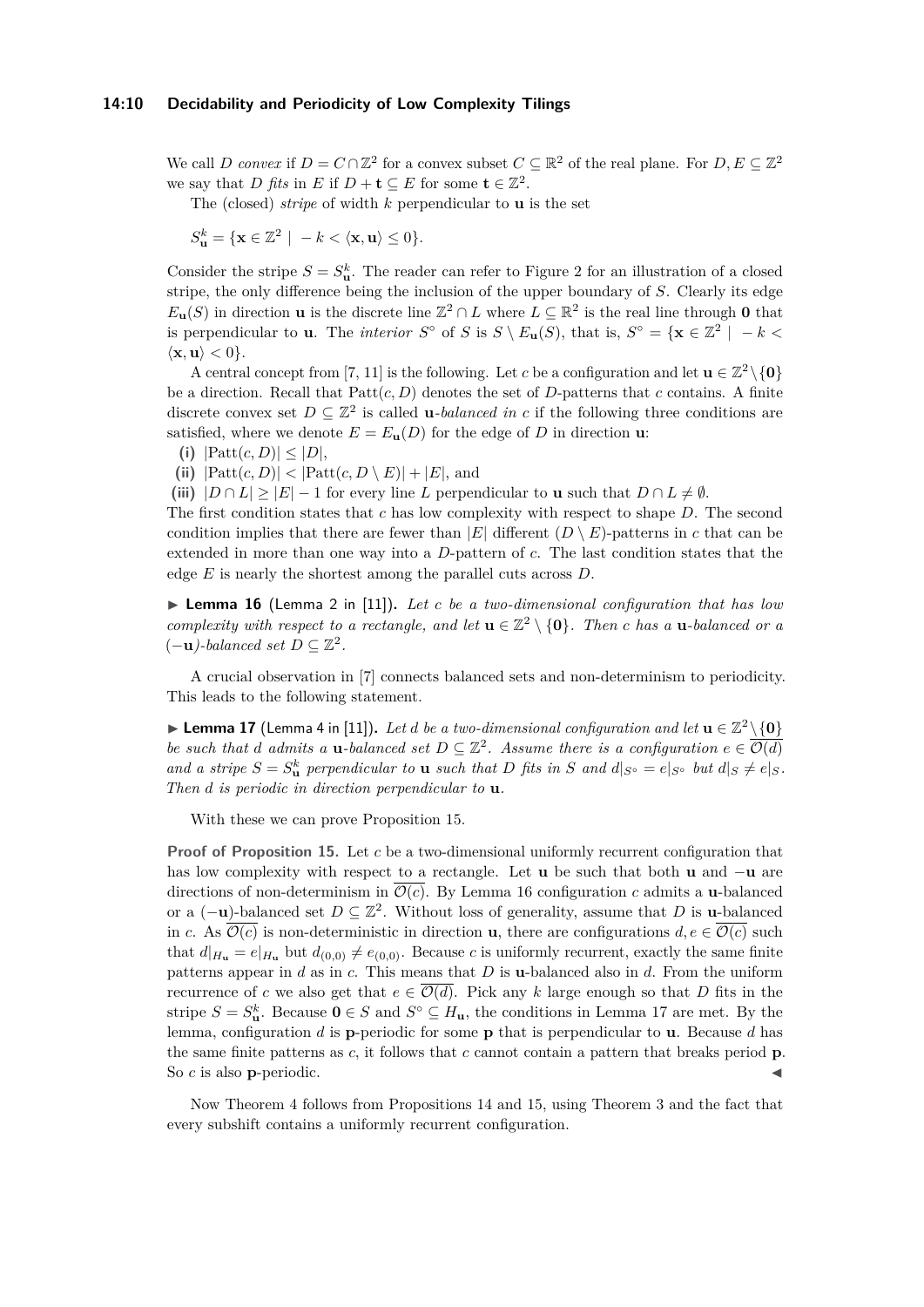We call $D$ *convex* if $D = C \cap \mathbb{Z}^2$ for a convex subset $C \subseteq \mathbb{R}^2$ of the real plane. For $D, E \subseteq \mathbb{Z}^2$ we say that $D$ *fits* in $E$ if $D + \mathbf{t} \subseteq E$ for some $\mathbf{t} \in \mathbb{Z}^2$.

The (closed) *stripe* of width $k$ perpendicular to $\mathbf{u}$ is the set

$$S_{\mathbf{u}}^k = \{\mathbf{x} \in \mathbb{Z}^2 \mid -k < \langle \mathbf{x}, \mathbf{u} \rangle \leq 0\}.$$

Consider the stripe $S = S_{\mathbf{u}}^k$. The reader can refer to Figure 2 for an illustration of a closed stripe, the only difference being the inclusion of the upper boundary of $S$. Clearly its edge $E_{\mathbf{u}}(S)$ in direction $\mathbf{u}$ is the discrete line $\mathbb{Z}^2 \cap L$ where $L \subseteq \mathbb{R}^2$ is the real line through $\mathbf{0}$ that is perpendicular to $\mathbf{u}$. The *interior* $S^\circ$ of $S$ is $S \setminus E_{\mathbf{u}}(S)$, that is, $S^\circ = \{\mathbf{x} \in \mathbb{Z}^2 \mid -k < \langle \mathbf{x}, \mathbf{u} \rangle < 0\}$.

A central concept from [7, 11] is the following. Let $c$ be a configuration and let $\mathbf{u} \in \mathbb{Z}^2 \setminus \{\mathbf{0}\}$ be a direction. Recall that $\mathrm{Patt}(c, D)$ denotes the set of $D$-patterns that $c$ contains. A finite discrete convex set $D \subseteq \mathbb{Z}^2$ is called **u**-*balanced in* $c$ if the following three conditions are satisfied, where we denote $E = E_{\mathbf{u}}(D)$ for the edge of $D$ in direction $\mathbf{u}$:

**(i)** $|\mathrm{Patt}(c, D)| \leq |D|$,

**(ii)** $|\mathrm{Patt}(c, D)| < |\mathrm{Patt}(c, D \setminus E)| + |E|$, and

**(iii)** $|D \cap L| \geq |E| - 1$ for every line $L$ perpendicular to $\mathbf{u}$ such that $D \cap L \neq \emptyset$.

The first condition states that $c$ has low complexity with respect to shape $D$. The second condition implies that there are fewer than $|E|$ different $(D \setminus E)$-patterns in $c$ that can be extended in more than one way into a $D$-pattern of $c$. The last condition states that the edge $E$ is nearly the shortest among the parallel cuts across $D$.

▶ **Lemma 16** (Lemma 2 in [11]). *Let $c$ be a two-dimensional configuration that has low complexity with respect to a rectangle, and let $\mathbf{u} \in \mathbb{Z}^2 \setminus \{\mathbf{0}\}$. Then $c$ has a $\mathbf{u}$-balanced or a $(-\mathbf{u})$-balanced set $D \subseteq \mathbb{Z}^2$.*

A crucial observation in [7] connects balanced sets and non-determinism to periodicity. This leads to the following statement.

▶ **Lemma 17** (Lemma 4 in [11]). *Let $d$ be a two-dimensional configuration and let $\mathbf{u} \in \mathbb{Z}^2 \setminus \{\mathbf{0}\}$ be such that $d$ admits a $\mathbf{u}$-balanced set $D \subseteq \mathbb{Z}^2$. Assume there is a configuration $e \in \overline{\mathcal{O}(d)}$ and a stripe $S = S_{\mathbf{u}}^k$ perpendicular to $\mathbf{u}$ such that $D$ fits in $S$ and $d|_{S^\circ} = e|_{S^\circ}$ but $d|_S \neq e|_S$. Then $d$ is periodic in direction perpendicular to $\mathbf{u}$.*

With these we can prove Proposition 15.

**Proof of Proposition 15.** Let $c$ be a two-dimensional uniformly recurrent configuration that has low complexity with respect to a rectangle. Let $\mathbf{u}$ be such that both $\mathbf{u}$ and $-\mathbf{u}$ are directions of non-determinism in $\overline{\mathcal{O}(c)}$. By Lemma 16 configuration $c$ admits a $\mathbf{u}$-balanced or a $(-\mathbf{u})$-balanced set $D \subseteq \mathbb{Z}^2$. Without loss of generality, assume that $D$ is $\mathbf{u}$-balanced in $c$. As $\overline{\mathcal{O}(c)}$ is non-deterministic in direction $\mathbf{u}$, there are configurations $d, e \in \overline{\mathcal{O}(c)}$ such that $d|_{H_{\mathbf{u}}} = e|_{H_{\mathbf{u}}}$ but $d_{(0,0)} \neq e_{(0,0)}$. Because $c$ is uniformly recurrent, exactly the same finite patterns appear in $d$ as in $c$. This means that $D$ is $\mathbf{u}$-balanced also in $d$. From the uniform recurrence of $c$ we also get that $e \in \overline{\mathcal{O}(d)}$. Pick any $k$ large enough so that $D$ fits in the stripe $S = S_{\mathbf{u}}^k$. Because $\mathbf{0} \in S$ and $S^\circ \subseteq H_{\mathbf{u}}$, the conditions in Lemma 17 are met. By the lemma, configuration $d$ is $\mathbf{p}$-periodic for some $\mathbf{p}$ that is perpendicular to $\mathbf{u}$. Because $d$ has the same finite patterns as $c$, it follows that $c$ cannot contain a pattern that breaks period $\mathbf{p}$. So $c$ is also $\mathbf{p}$-periodic. ◀

Now Theorem 4 follows from Propositions 14 and 15, using Theorem 3 and the fact that every subshift contains a uniformly recurrent configuration.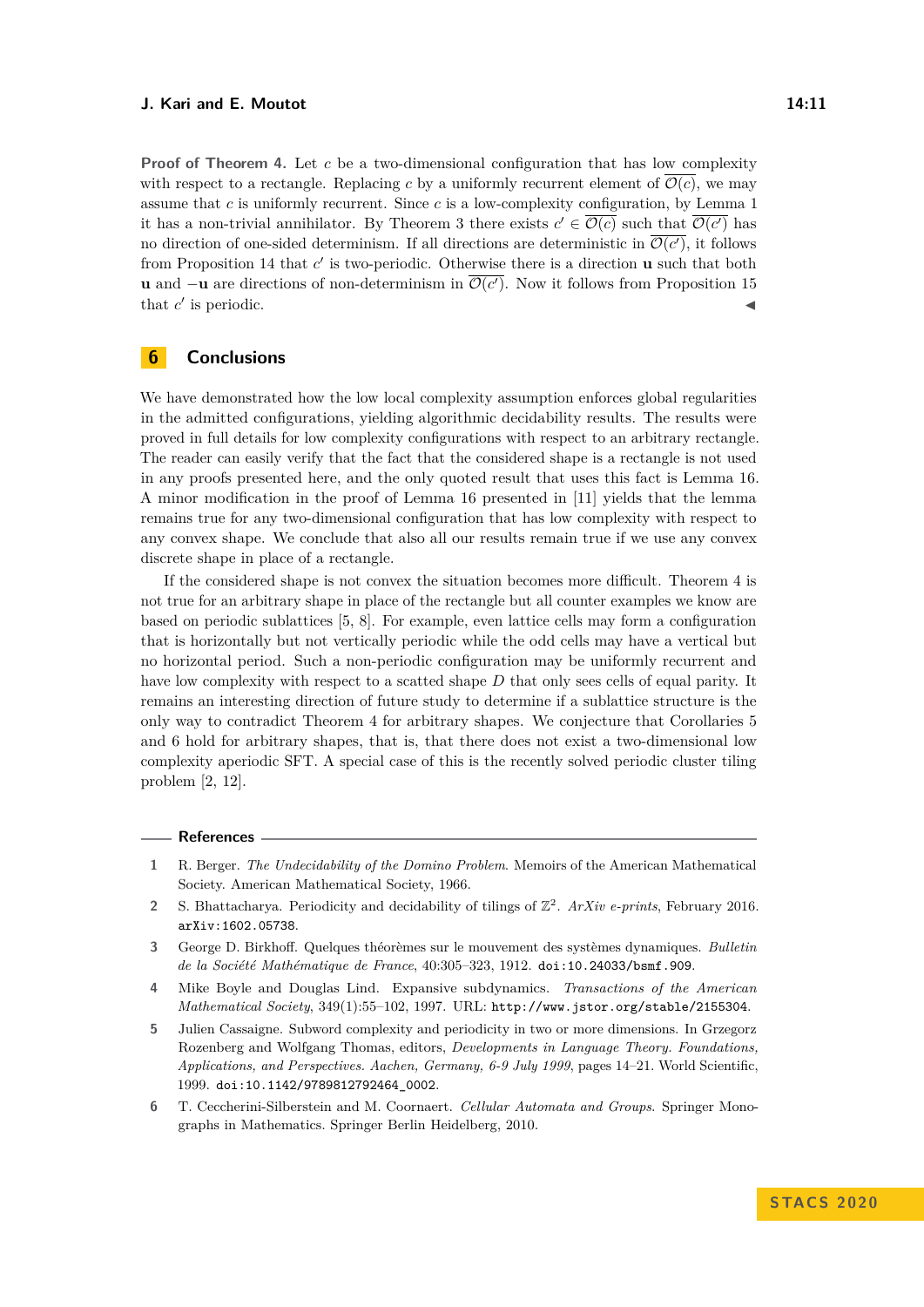**Proof of Theorem 4.** Let $c$ be a two-dimensional configuration that has low complexity with respect to a rectangle. Replacing $c$ by a uniformly recurrent element of $\overline{\mathcal{O}(c)}$, we may assume that $c$ is uniformly recurrent. Since $c$ is a low-complexity configuration, by Lemma 1 it has a non-trivial annihilator. By Theorem 3 there exists $c' \in \overline{\mathcal{O}(c)}$ such that $\overline{\mathcal{O}(c')}$ has no direction of one-sided determinism. If all directions are deterministic in $\overline{\mathcal{O}(c')}$, it follows from Proposition 14 that $c'$ is two-periodic. Otherwise there is a direction $\mathbf{u}$ such that both $\mathbf{u}$ and $-\mathbf{u}$ are directions of non-determinism in $\overline{\mathcal{O}(c')}$. Now it follows from Proposition 15 that $c'$ is periodic. ◀

## 6 Conclusions

We have demonstrated how the low local complexity assumption enforces global regularities in the admitted configurations, yielding algorithmic decidability results. The results were proved in full details for low complexity configurations with respect to an arbitrary rectangle. The reader can easily verify that the fact that the considered shape is a rectangle is not used in any proofs presented here, and the only quoted result that uses this fact is Lemma 16. A minor modification in the proof of Lemma 16 presented in [11] yields that the lemma remains true for any two-dimensional configuration that has low complexity with respect to any convex shape. We conclude that also all our results remain true if we use any convex discrete shape in place of a rectangle.

If the considered shape is not convex the situation becomes more difficult. Theorem 4 is not true for an arbitrary shape in place of the rectangle but all counter examples we know are based on periodic sublattices [5, 8]. For example, even lattice cells may form a configuration that is horizontally but not vertically periodic while the odd cells may have a vertical but no horizontal period. Such a non-periodic configuration may be uniformly recurrent and have low complexity with respect to a scatted shape $D$ that only sees cells of equal parity. It remains an interesting direction of future study to determine if a sublattice structure is the only way to contradict Theorem 4 for arbitrary shapes. We conjecture that Corollaries 5 and 6 hold for arbitrary shapes, that is, that there does not exist a two-dimensional low complexity aperiodic SFT. A special case of this is the recently solved periodic cluster tiling problem [2, 12].

## References

1. R. Berger. *The Undecidability of the Domino Problem*. Memoirs of the American Mathematical Society. American Mathematical Society, 1966.
2. S. Bhattacharya. Periodicity and decidability of tilings of $\mathbb{Z}^2$. *ArXiv e-prints*, February 2016. arXiv:1602.05738.
3. George D. Birkhoff. Quelques théorèmes sur le mouvement des systèmes dynamiques. *Bulletin de la Société Mathématique de France*, 40:305–323, 1912. doi:10.24033/bsmf.909.
4. Mike Boyle and Douglas Lind. Expansive subdynamics. *Transactions of the American Mathematical Society*, 349(1):55–102, 1997. URL: http://www.jstor.org/stable/2155304.
5. Julien Cassaigne. Subword complexity and periodicity in two or more dimensions. In Grzegorz Rozenberg and Wolfgang Thomas, editors, *Developments in Language Theory. Foundations, Applications, and Perspectives. Aachen, Germany, 6-9 July 1999*, pages 14–21. World Scientific, 1999. doi:10.1142/9789812792464_0002.
6. T. Ceccherini-Silberstein and M. Coornaert. *Cellular Automata and Groups*. Springer Monographs in Mathematics. Springer Berlin Heidelberg, 2010.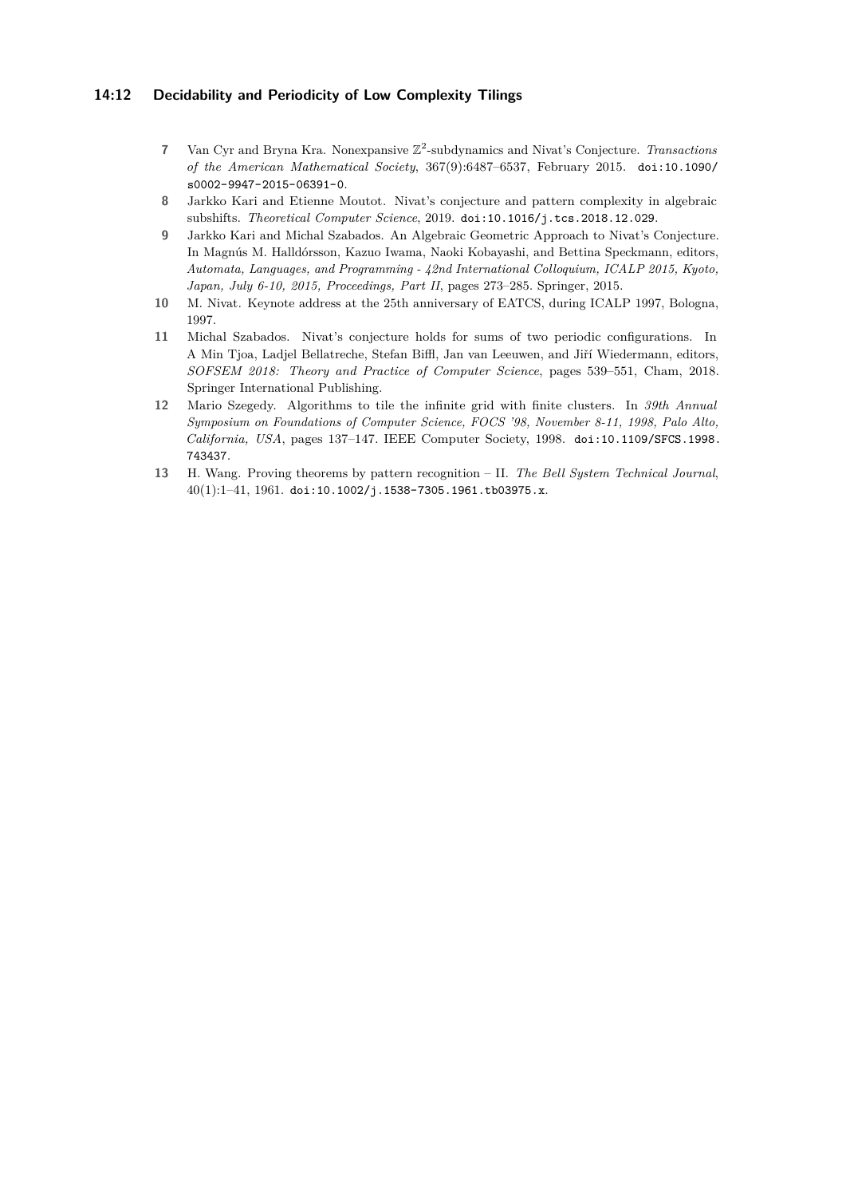7 Van Cyr and Bryna Kra. Nonexpansive $\mathbb{Z}^2$-subdynamics and Nivat's Conjecture. *Transactions of the American Mathematical Society*, 367(9):6487–6537, February 2015. doi:10.1090/s0002-9947-2015-06391-0.

8 Jarkko Kari and Etienne Moutot. Nivat's conjecture and pattern complexity in algebraic subshifts. *Theoretical Computer Science*, 2019. doi:10.1016/j.tcs.2018.12.029.

9 Jarkko Kari and Michal Szabados. An Algebraic Geometric Approach to Nivat's Conjecture. In Magnús M. Halldórsson, Kazuo Iwama, Naoki Kobayashi, and Bettina Speckmann, editors, *Automata, Languages, and Programming - 42nd International Colloquium, ICALP 2015, Kyoto, Japan, July 6-10, 2015, Proceedings, Part II*, pages 273–285. Springer, 2015.

10 M. Nivat. Keynote address at the 25th anniversary of EATCS, during ICALP 1997, Bologna, 1997.

11 Michal Szabados. Nivat's conjecture holds for sums of two periodic configurations. In A Min Tjoa, Ladjel Bellatreche, Stefan Biffl, Jan van Leeuwen, and Jiří Wiedermann, editors, *SOFSEM 2018: Theory and Practice of Computer Science*, pages 539–551, Cham, 2018. Springer International Publishing.

12 Mario Szegedy. Algorithms to tile the infinite grid with finite clusters. In *39th Annual Symposium on Foundations of Computer Science, FOCS '98, November 8-11, 1998, Palo Alto, California, USA*, pages 137–147. IEEE Computer Society, 1998. doi:10.1109/SFCS.1998.743437.

13 H. Wang. Proving theorems by pattern recognition – II. *The Bell System Technical Journal*, 40(1):1–41, 1961. doi:10.1002/j.1538-7305.1961.tb03975.x.